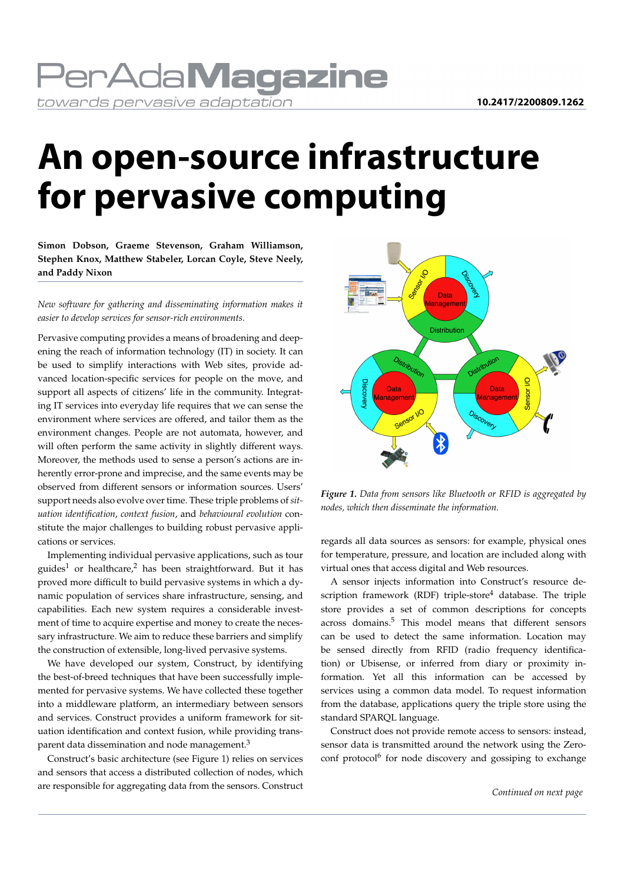PerAdaMagazine
*towards pervasive adaptation*

10.2417/2200809.1262

# An open-source infrastructure for pervasive computing

**Simon Dobson, Graeme Stevenson, Graham Williamson, Stephen Knox, Matthew Stabeler, Lorcan Coyle, Steve Neely, and Paddy Nixon**

*New software for gathering and disseminating information makes it easier to develop services for sensor-rich environments.*

Pervasive computing provides a means of broadening and deepening the reach of information technology (IT) in society. It can be used to simplify interactions with Web sites, provide advanced location-specific services for people on the move, and support all aspects of citizens' life in the community. Integrating IT services into everyday life requires that we can sense the environment where services are offered, and tailor them as the environment changes. People are not automata, however, and will often perform the same activity in slightly different ways. Moreover, the methods used to sense a person's actions are inherently error-prone and imprecise, and the same events may be observed from different sensors or information sources. Users' support needs also evolve over time. These triple problems of *situation identification*, *context fusion*, and *behavioural evolution* constitute the major challenges to building robust pervasive applications or services.

Implementing individual pervasive applications, such as tour guides[1] or healthcare,[2] has been straightforward. But it has proved more difficult to build pervasive systems in which a dynamic population of services share infrastructure, sensing, and capabilities. Each new system requires a considerable investment of time to acquire expertise and money to create the necessary infrastructure. We aim to reduce these barriers and simplify the construction of extensible, long-lived pervasive systems.

We have developed our system, Construct, by identifying the best-of-breed techniques that have been successfully implemented for pervasive systems. We have collected these together into a middleware platform, an intermediary between sensors and services. Construct provides a uniform framework for situation identification and context fusion, while providing transparent data dissemination and node management.[3]

Construct's basic architecture (see Figure 1) relies on services and sensors that access a distributed collection of nodes, which are responsible for aggregating data from the sensors. Construct regards all data sources as sensors: for example, physical ones for temperature, pressure, and location are included along with virtual ones that access digital and Web resources.

*Figure 1. Data from sensors like Bluetooth or RFID is aggregated by nodes, which then disseminate the information.*

A sensor injects information into Construct's resource description framework (RDF) triple-store[4] database. The triple store provides a set of common descriptions for concepts across domains.[5] This model means that different sensors can be used to detect the same information. Location may be sensed directly from RFID (radio frequency identification) or Ubisense, or inferred from diary or proximity information. Yet all this information can be accessed by services using a common data model. To request information from the database, applications query the triple store using the standard SPARQL language.

Construct does not provide remote access to sensors: instead, sensor data is transmitted around the network using the Zeroconf protocol[6] for node discovery and gossiping to exchange

*Continued on next page*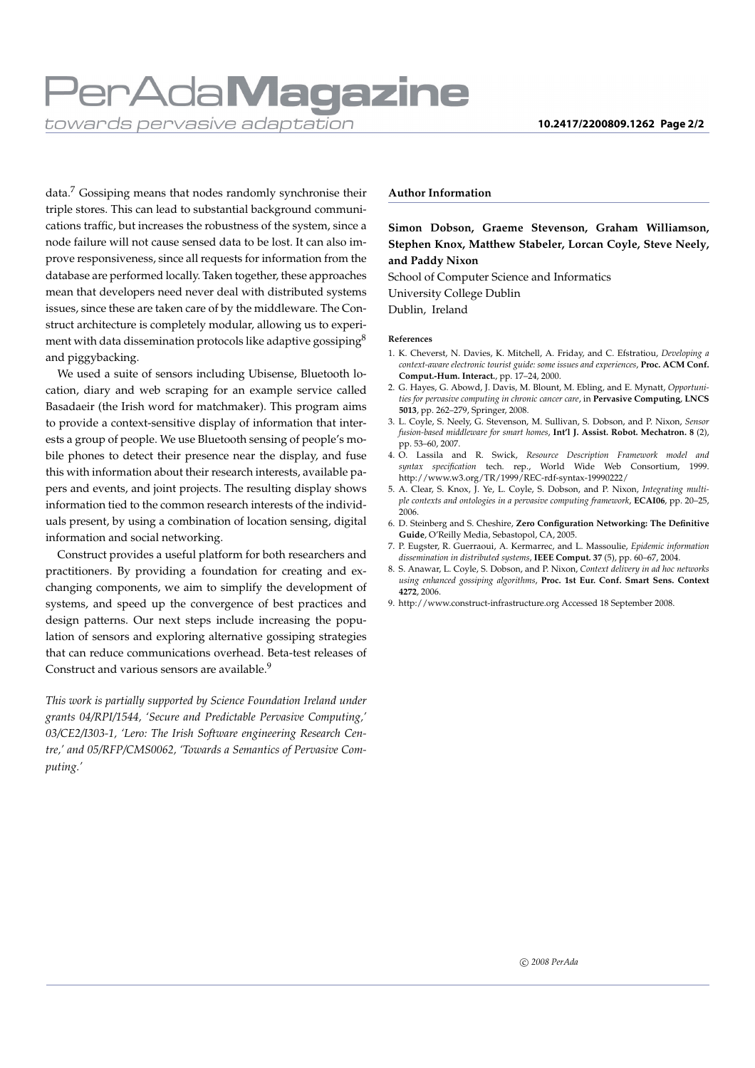data.[7] Gossiping means that nodes randomly synchronise their triple stores. This can lead to substantial background communications traffic, but increases the robustness of the system, since a node failure will not cause sensed data to be lost. It can also improve responsiveness, since all requests for information from the database are performed locally. Taken together, these approaches mean that developers need never deal with distributed systems issues, since these are taken care of by the middleware. The Construct architecture is completely modular, allowing us to experiment with data dissemination protocols like adaptive gossiping[8] and piggybacking.

We used a suite of sensors including Ubisense, Bluetooth location, diary and web scraping for an example service called Basadaeir (the Irish word for matchmaker). This program aims to provide a context-sensitive display of information that interests a group of people. We use Bluetooth sensing of people's mobile phones to detect their presence near the display, and fuse this with information about their research interests, available papers and events, and joint projects. The resulting display shows information tied to the common research interests of the individuals present, by using a combination of location sensing, digital information and social networking.

Construct provides a useful platform for both researchers and practitioners. By providing a foundation for creating and exchanging components, we aim to simplify the development of systems, and speed up the convergence of best practices and design patterns. Our next steps include increasing the population of sensors and exploring alternative gossiping strategies that can reduce communications overhead. Beta-test releases of Construct and various sensors are available.[9]

*This work is partially supported by Science Foundation Ireland under grants 04/RPI/1544, 'Secure and Predictable Pervasive Computing,' 03/CE2/I303-1, 'Lero: The Irish Software engineering Research Centre,' and 05/RFP/CMS0062, 'Towards a Semantics of Pervasive Computing.'*

## Author Information

**Simon Dobson, Graeme Stevenson, Graham Williamson, Stephen Knox, Matthew Stabeler, Lorcan Coyle, Steve Neely, and Paddy Nixon**
School of Computer Science and Informatics
University College Dublin
Dublin, Ireland

### References

1. K. Cheverst, N. Davies, K. Mitchell, A. Friday, and C. Efstratiou, *Developing a context-aware electronic tourist guide: some issues and experiences*, **Proc. ACM Conf. Comput.-Hum. Interact.**, pp. 17–24, 2000.
2. G. Hayes, G. Abowd, J. Davis, M. Blount, M. Ebling, and E. Mynatt, *Opportunities for pervasive computing in chronic cancer care*, in **Pervasive Computing**, **LNCS 5013**, pp. 262–279, Springer, 2008.
3. L. Coyle, S. Neely, G. Stevenson, M. Sullivan, S. Dobson, and P. Nixon, *Sensor fusion-based middleware for smart homes*, **Int'l J. Assist. Robot. Mechatron. 8** (2), pp. 53–60, 2007.
4. O. Lassila and R. Swick, *Resource Description Framework model and syntax specification* tech. rep., World Wide Web Consortium, 1999. http://www.w3.org/TR/1999/REC-rdf-syntax-19990222/
5. A. Clear, S. Knox, J. Ye, L. Coyle, S. Dobson, and P. Nixon, *Integrating multiple contexts and ontologies in a pervasive computing framework*, **ECAI06**, pp. 20–25, 2006.
6. D. Steinberg and S. Cheshire, **Zero Configuration Networking: The Definitive Guide**, O'Reilly Media, Sebastopol, CA, 2005.
7. P. Eugster, R. Guerraoui, A. Kermarrec, and L. Massoulie, *Epidemic information dissemination in distributed systems*, **IEEE Comput. 37** (5), pp. 60–67, 2004.
8. S. Anawar, L. Coyle, S. Dobson, and P. Nixon, *Context delivery in ad hoc networks using enhanced gossiping algorithms*, **Proc. 1st Eur. Conf. Smart Sens. Context 4272**, 2006.
9. http://www.construct-infrastructure.org Accessed 18 September 2008.

© 2008 PerAda